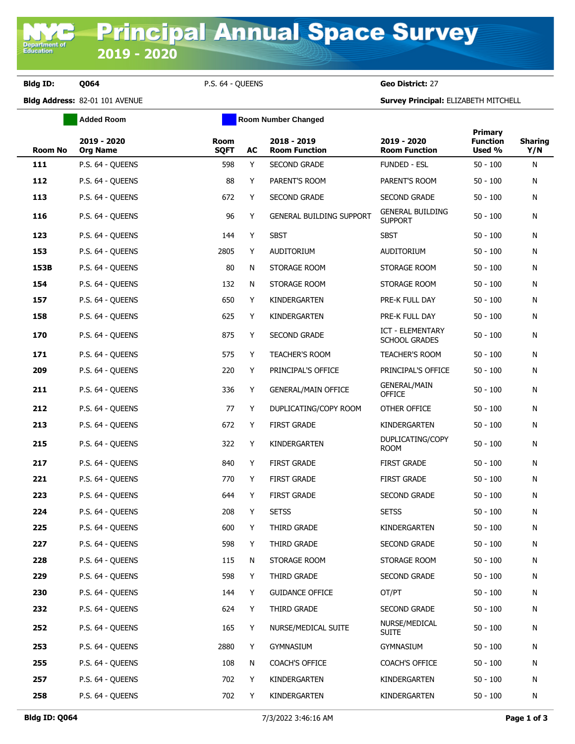# Principal Annual Space Survey 2019 - 2020

**Bldg ID:** Q064 P.S. 64 - QUEENS **Geo District:** 27

**Bldg Address:** 82-01 101 AVENUE **Survey Principal:** ELIZABETH MITCHELL

Added Room | Room Number Changed

| Room No | 2019 - 2020 Org Name | Room SQFT | AC | 2018 - 2019 Room Function | 2019 - 2020 Room Function | Primary Function Used % | Sharing Y/N |
|---|---|---|---|---|---|---|---|
| 111 | P.S. 64 - QUEENS | 598 | Y | SECOND GRADE | FUNDED - ESL | 50 - 100 | N |
| 112 | P.S. 64 - QUEENS | 88 | Y | PARENT'S ROOM | PARENT'S ROOM | 50 - 100 | N |
| 113 | P.S. 64 - QUEENS | 672 | Y | SECOND GRADE | SECOND GRADE | 50 - 100 | N |
| 116 | P.S. 64 - QUEENS | 96 | Y | GENERAL BUILDING SUPPORT | GENERAL BUILDING SUPPORT | 50 - 100 | N |
| 123 | P.S. 64 - QUEENS | 144 | Y | SBST | SBST | 50 - 100 | N |
| 153 | P.S. 64 - QUEENS | 2805 | Y | AUDITORIUM | AUDITORIUM | 50 - 100 | N |
| 153B | P.S. 64 - QUEENS | 80 | N | STORAGE ROOM | STORAGE ROOM | 50 - 100 | N |
| 154 | P.S. 64 - QUEENS | 132 | N | STORAGE ROOM | STORAGE ROOM | 50 - 100 | N |
| 157 | P.S. 64 - QUEENS | 650 | Y | KINDERGARTEN | PRE-K FULL DAY | 50 - 100 | N |
| 158 | P.S. 64 - QUEENS | 625 | Y | KINDERGARTEN | PRE-K FULL DAY | 50 - 100 | N |
| 170 | P.S. 64 - QUEENS | 875 | Y | SECOND GRADE | ICT - ELEMENTARY SCHOOL GRADES | 50 - 100 | N |
| 171 | P.S. 64 - QUEENS | 575 | Y | TEACHER'S ROOM | TEACHER'S ROOM | 50 - 100 | N |
| 209 | P.S. 64 - QUEENS | 220 | Y | PRINCIPAL'S OFFICE | PRINCIPAL'S OFFICE | 50 - 100 | N |
| 211 | P.S. 64 - QUEENS | 336 | Y | GENERAL/MAIN OFFICE | GENERAL/MAIN OFFICE | 50 - 100 | N |
| 212 | P.S. 64 - QUEENS | 77 | Y | DUPLICATING/COPY ROOM | OTHER OFFICE | 50 - 100 | N |
| 213 | P.S. 64 - QUEENS | 672 | Y | FIRST GRADE | KINDERGARTEN | 50 - 100 | N |
| 215 | P.S. 64 - QUEENS | 322 | Y | KINDERGARTEN | DUPLICATING/COPY ROOM | 50 - 100 | N |
| 217 | P.S. 64 - QUEENS | 840 | Y | FIRST GRADE | FIRST GRADE | 50 - 100 | N |
| 221 | P.S. 64 - QUEENS | 770 | Y | FIRST GRADE | FIRST GRADE | 50 - 100 | N |
| 223 | P.S. 64 - QUEENS | 644 | Y | FIRST GRADE | SECOND GRADE | 50 - 100 | N |
| 224 | P.S. 64 - QUEENS | 208 | Y | SETSS | SETSS | 50 - 100 | N |
| 225 | P.S. 64 - QUEENS | 600 | Y | THIRD GRADE | KINDERGARTEN | 50 - 100 | N |
| 227 | P.S. 64 - QUEENS | 598 | Y | THIRD GRADE | SECOND GRADE | 50 - 100 | N |
| 228 | P.S. 64 - QUEENS | 115 | N | STORAGE ROOM | STORAGE ROOM | 50 - 100 | N |
| 229 | P.S. 64 - QUEENS | 598 | Y | THIRD GRADE | SECOND GRADE | 50 - 100 | N |
| 230 | P.S. 64 - QUEENS | 144 | Y | GUIDANCE OFFICE | OT/PT | 50 - 100 | N |
| 232 | P.S. 64 - QUEENS | 624 | Y | THIRD GRADE | SECOND GRADE | 50 - 100 | N |
| 252 | P.S. 64 - QUEENS | 165 | Y | NURSE/MEDICAL SUITE | NURSE/MEDICAL SUITE | 50 - 100 | N |
| 253 | P.S. 64 - QUEENS | 2880 | Y | GYMNASIUM | GYMNASIUM | 50 - 100 | N |
| 255 | P.S. 64 - QUEENS | 108 | N | COACH'S OFFICE | COACH'S OFFICE | 50 - 100 | N |
| 257 | P.S. 64 - QUEENS | 702 | Y | KINDERGARTEN | KINDERGARTEN | 50 - 100 | N |
| 258 | P.S. 64 - QUEENS | 702 | Y | KINDERGARTEN | KINDERGARTEN | 50 - 100 | N |

7/3/2022 3:46:16 AM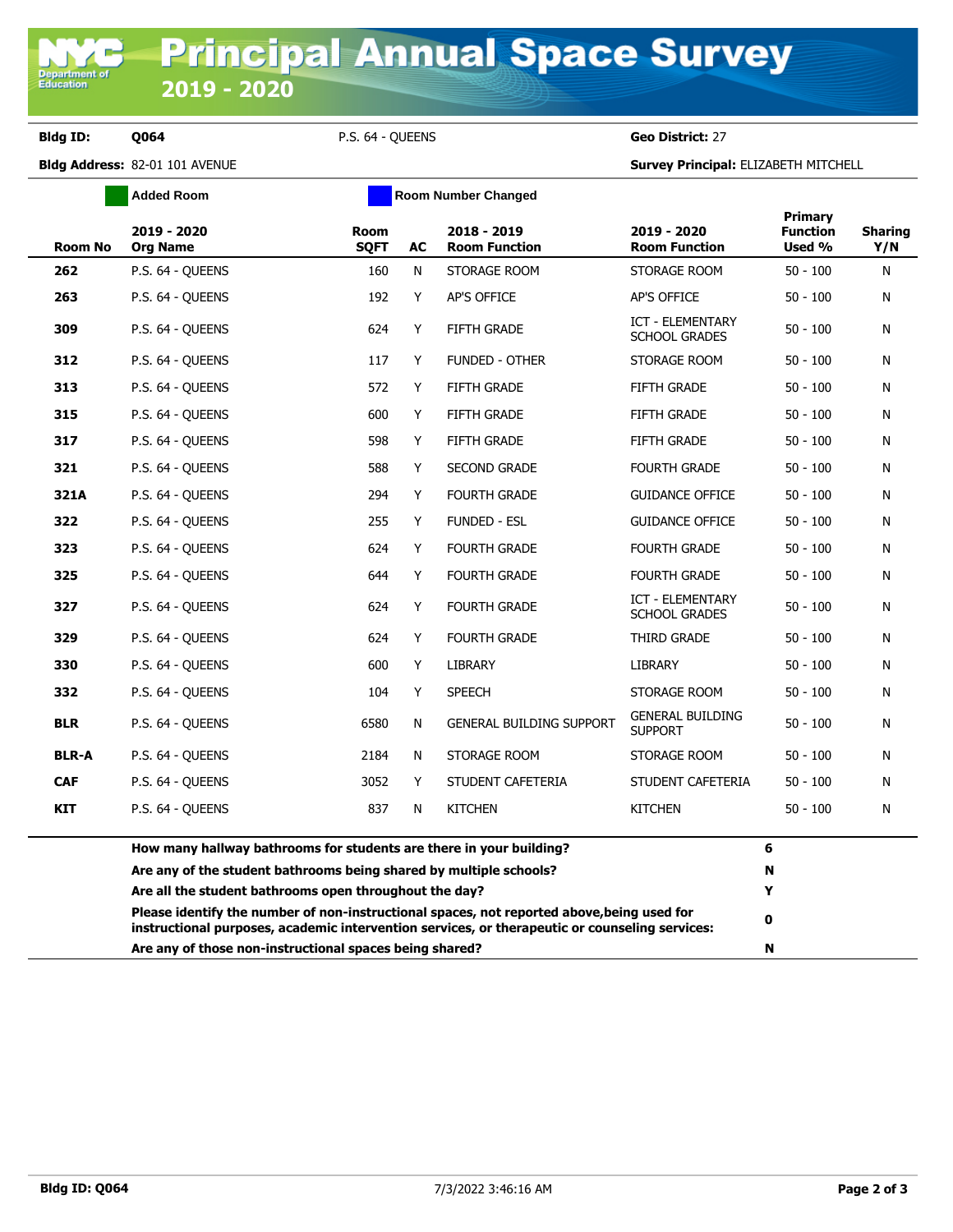# Principal Annual Space Survey

## 2019 - 2020

**Bldg ID:** Q064 P.S. 64 - QUEENS **Geo District:** 27

**Bldg Address:** 82-01 101 AVENUE **Survey Principal:** ELIZABETH MITCHELL

Added Room | Room Number Changed

| Room No | 2019 - 2020 Org Name | Room SQFT | AC | 2018 - 2019 Room Function | 2019 - 2020 Room Function | Primary Function Used % | Sharing Y/N |
|---|---|---|---|---|---|---|---|
| 262 | P.S. 64 - QUEENS | 160 | N | STORAGE ROOM | STORAGE ROOM | 50 - 100 | N |
| 263 | P.S. 64 - QUEENS | 192 | Y | AP'S OFFICE | AP'S OFFICE | 50 - 100 | N |
| 309 | P.S. 64 - QUEENS | 624 | Y | FIFTH GRADE | ICT - ELEMENTARY SCHOOL GRADES | 50 - 100 | N |
| 312 | P.S. 64 - QUEENS | 117 | Y | FUNDED - OTHER | STORAGE ROOM | 50 - 100 | N |
| 313 | P.S. 64 - QUEENS | 572 | Y | FIFTH GRADE | FIFTH GRADE | 50 - 100 | N |
| 315 | P.S. 64 - QUEENS | 600 | Y | FIFTH GRADE | FIFTH GRADE | 50 - 100 | N |
| 317 | P.S. 64 - QUEENS | 598 | Y | FIFTH GRADE | FIFTH GRADE | 50 - 100 | N |
| 321 | P.S. 64 - QUEENS | 588 | Y | SECOND GRADE | FOURTH GRADE | 50 - 100 | N |
| 321A | P.S. 64 - QUEENS | 294 | Y | FOURTH GRADE | GUIDANCE OFFICE | 50 - 100 | N |
| 322 | P.S. 64 - QUEENS | 255 | Y | FUNDED - ESL | GUIDANCE OFFICE | 50 - 100 | N |
| 323 | P.S. 64 - QUEENS | 624 | Y | FOURTH GRADE | FOURTH GRADE | 50 - 100 | N |
| 325 | P.S. 64 - QUEENS | 644 | Y | FOURTH GRADE | FOURTH GRADE | 50 - 100 | N |
| 327 | P.S. 64 - QUEENS | 624 | Y | FOURTH GRADE | ICT - ELEMENTARY SCHOOL GRADES | 50 - 100 | N |
| 329 | P.S. 64 - QUEENS | 624 | Y | FOURTH GRADE | THIRD GRADE | 50 - 100 | N |
| 330 | P.S. 64 - QUEENS | 600 | Y | LIBRARY | LIBRARY | 50 - 100 | N |
| 332 | P.S. 64 - QUEENS | 104 | Y | SPEECH | STORAGE ROOM | 50 - 100 | N |
| BLR | P.S. 64 - QUEENS | 6580 | N | GENERAL BUILDING SUPPORT | GENERAL BUILDING SUPPORT | 50 - 100 | N |
| BLR-A | P.S. 64 - QUEENS | 2184 | N | STORAGE ROOM | STORAGE ROOM | 50 - 100 | N |
| CAF | P.S. 64 - QUEENS | 3052 | Y | STUDENT CAFETERIA | STUDENT CAFETERIA | 50 - 100 | N |
| KIT | P.S. 64 - QUEENS | 837 | N | KITCHEN | KITCHEN | 50 - 100 | N |

| Question | Answer |
|---|---|
| **How many hallway bathrooms for students are there in your building?** | **6** |
| **Are any of the student bathrooms being shared by multiple schools?** | **N** |
| **Are all the student bathrooms open throughout the day?** | **Y** |
| **Please identify the number of non-instructional spaces, not reported above,being used for instructional purposes, academic intervention services, or therapeutic or counseling services:** | **0** |
| **Are any of those non-instructional spaces being shared?** | **N** |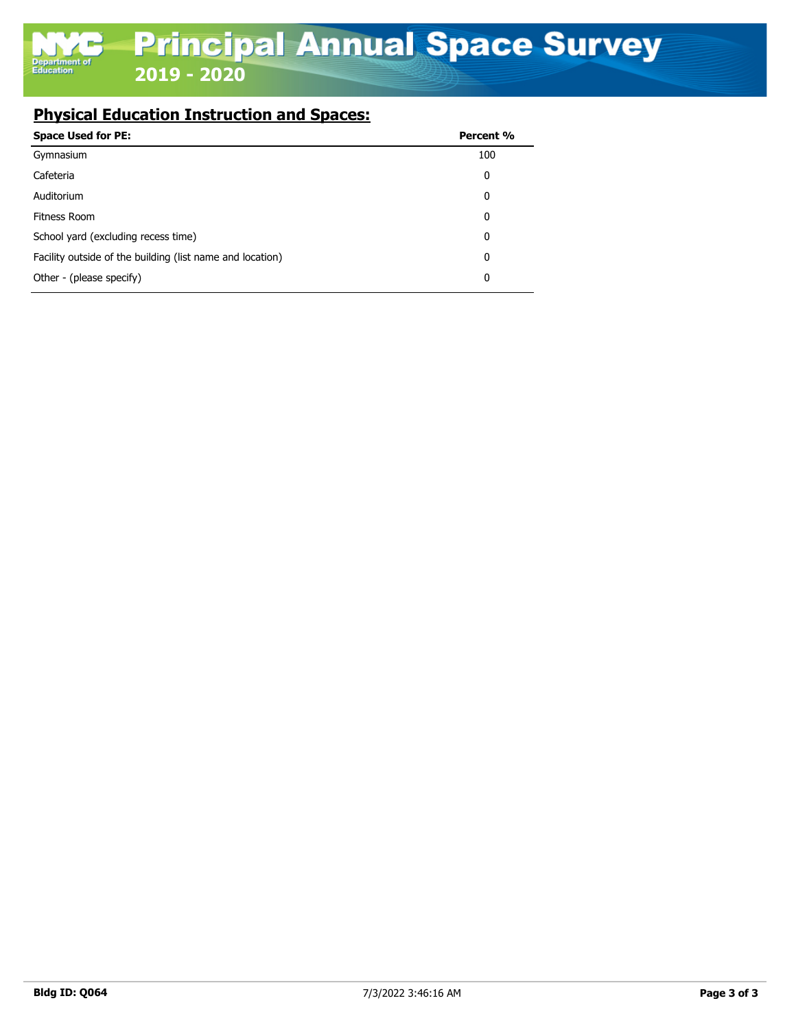## Physical Education Instruction and Spaces:

| Space Used for PE: | Percent % |
|---|---|
| Gymnasium | 100 |
| Cafeteria | 0 |
| Auditorium | 0 |
| Fitness Room | 0 |
| School yard (excluding recess time) | 0 |
| Facility outside of the building (list name and location) | 0 |
| Other - (please specify) | 0 |